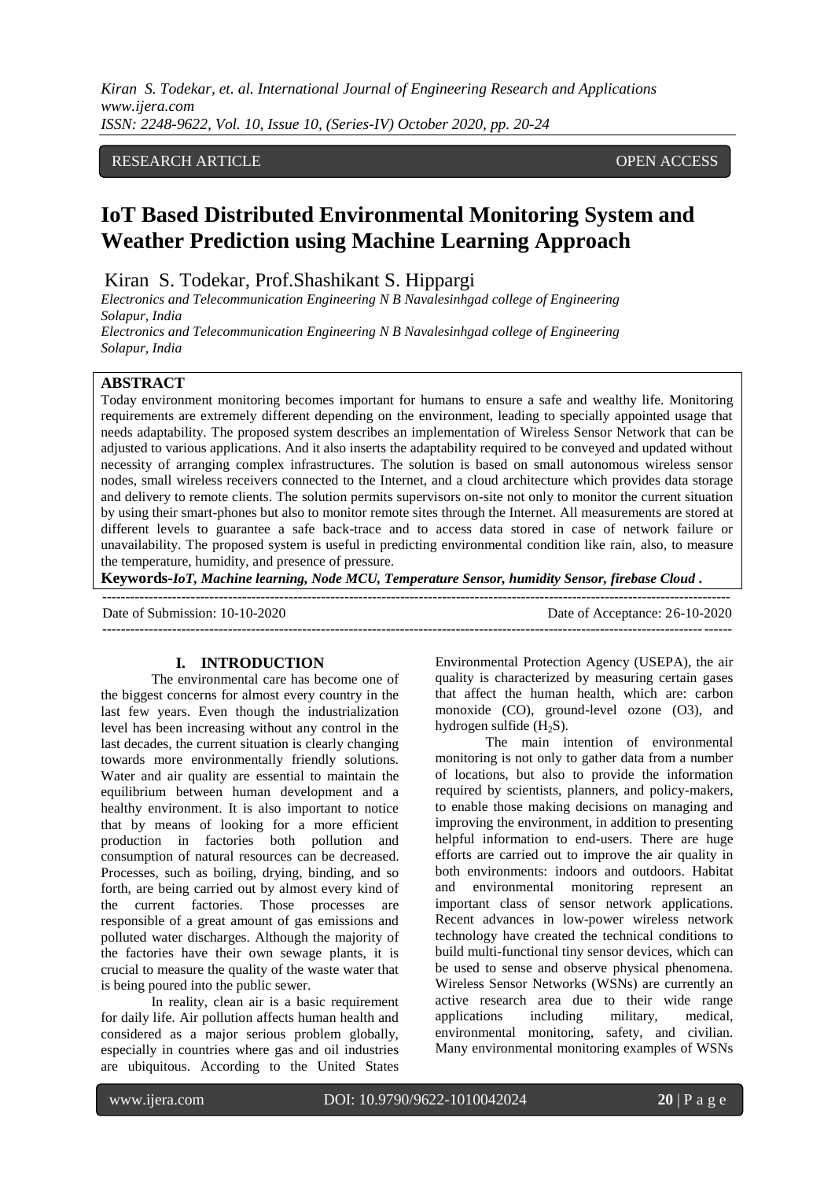RESEARCH ARTICLE OPEN ACCESS

# IoT Based Distributed Environmental Monitoring System and Weather Prediction using Machine Learning Approach

Kiran S. Todekar, Prof.Shashikant S. Hippargi

*Electronics and Telecommunication Engineering N B Navalesinhgad college of Engineering Solapur, India*

*Electronics and Telecommunication Engineering N B Navalesinhgad college of Engineering Solapur, India*

## ABSTRACT

Today environment monitoring becomes important for humans to ensure a safe and wealthy life. Monitoring requirements are extremely different depending on the environment, leading to specially appointed usage that needs adaptability. The proposed system describes an implementation of Wireless Sensor Network that can be adjusted to various applications. And it also inserts the adaptability required to be conveyed and updated without necessity of arranging complex infrastructures. The solution is based on small autonomous wireless sensor nodes, small wireless receivers connected to the Internet, and a cloud architecture which provides data storage and delivery to remote clients. The solution permits supervisors on-site not only to monitor the current situation by using their smart-phones but also to monitor remote sites through the Internet. All measurements are stored at different levels to guarantee a safe back-trace and to access data stored in case of network failure or unavailability. The proposed system is useful in predicting environmental condition like rain, also, to measure the temperature, humidity, and presence of pressure.

**Keywords-*IoT, Machine learning, Node MCU, Temperature Sensor, humidity Sensor, firebase Cloud .***

Date of Submission: 10-10-2020 Date of Acceptance: 26-10-2020

## I. INTRODUCTION

The environmental care has become one of the biggest concerns for almost every country in the last few years. Even though the industrialization level has been increasing without any control in the last decades, the current situation is clearly changing towards more environmentally friendly solutions. Water and air quality are essential to maintain the equilibrium between human development and a healthy environment. It is also important to notice that by means of looking for a more efficient production in factories both pollution and consumption of natural resources can be decreased. Processes, such as boiling, drying, binding, and so forth, are being carried out by almost every kind of the current factories. Those processes are responsible of a great amount of gas emissions and polluted water discharges. Although the majority of the factories have their own sewage plants, it is crucial to measure the quality of the waste water that is being poured into the public sewer.

In reality, clean air is a basic requirement for daily life. Air pollution affects human health and considered as a major serious problem globally, especially in countries where gas and oil industries are ubiquitous. According to the United States Environmental Protection Agency (USEPA), the air quality is characterized by measuring certain gases that affect the human health, which are: carbon monoxide (CO), ground-level ozone (O3), and hydrogen sulfide ($H_2S$).

The main intention of environmental monitoring is not only to gather data from a number of locations, but also to provide the information required by scientists, planners, and policy-makers, to enable those making decisions on managing and improving the environment, in addition to presenting helpful information to end-users. There are huge efforts are carried out to improve the air quality in both environments: indoors and outdoors. Habitat and environmental monitoring represent an important class of sensor network applications. Recent advances in low-power wireless network technology have created the technical conditions to build multi-functional tiny sensor devices, which can be used to sense and observe physical phenomena. Wireless Sensor Networks (WSNs) are currently an active research area due to their wide range applications including military, medical, environmental monitoring, safety, and civilian. Many environmental monitoring examples of WSNs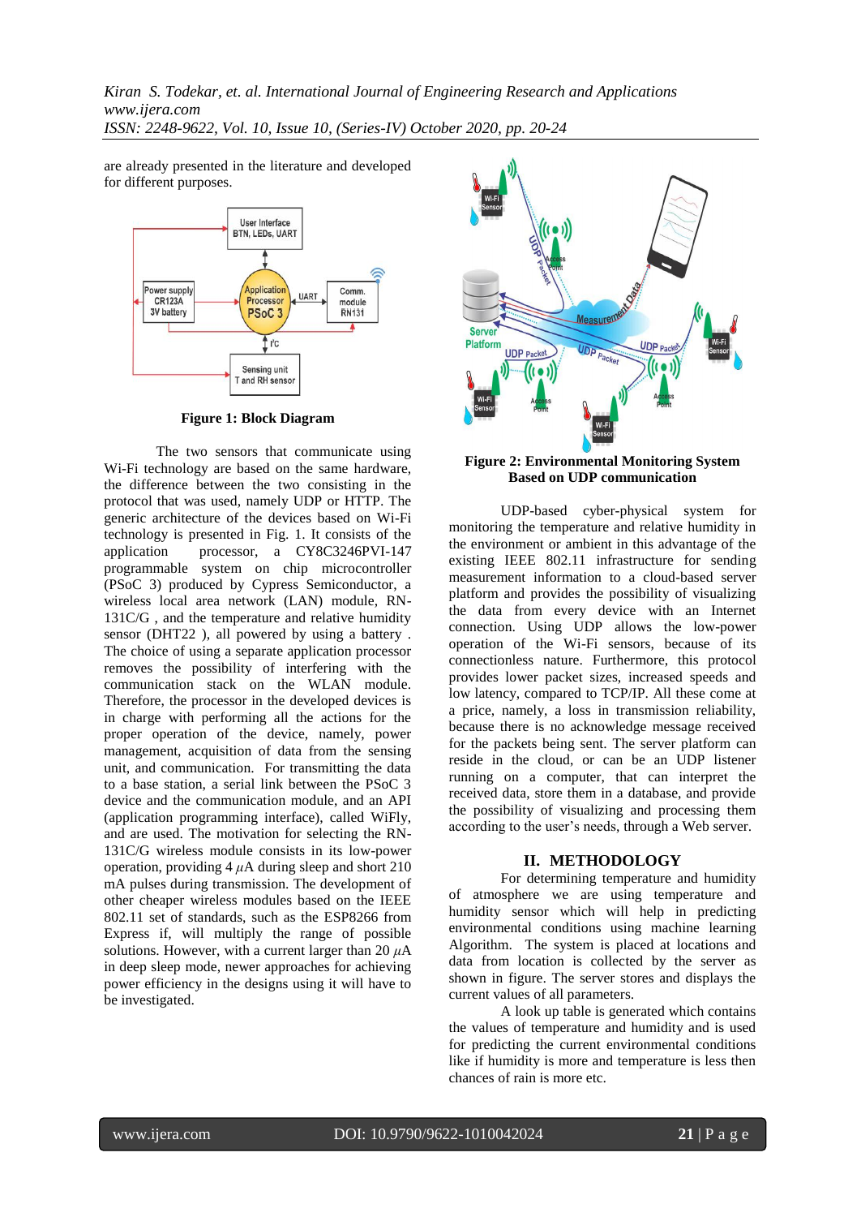are already presented in the literature and developed for different purposes.

**Figure 1: Block Diagram**

The two sensors that communicate using Wi-Fi technology are based on the same hardware, the difference between the two consisting in the protocol that was used, namely UDP or HTTP. The generic architecture of the devices based on Wi-Fi technology is presented in Fig. 1. It consists of the application processor, a CY8C3246PVI-147 programmable system on chip microcontroller (PSoC 3) produced by Cypress Semiconductor, a wireless local area network (LAN) module, RN-131C/G , and the temperature and relative humidity sensor (DHT22 ), all powered by using a battery . The choice of using a separate application processor removes the possibility of interfering with the communication stack on the WLAN module. Therefore, the processor in the developed devices is in charge with performing all the actions for the proper operation of the device, namely, power management, acquisition of data from the sensing unit, and communication. For transmitting the data to a base station, a serial link between the PSoC 3 device and the communication module, and an API (application programming interface), called WiFly, and are used. The motivation for selecting the RN-131C/G wireless module consists in its low-power operation, providing 4 $\mu$A during sleep and short 210 mA pulses during transmission. The development of other cheaper wireless modules based on the IEEE 802.11 set of standards, such as the ESP8266 from Express if, will multiply the range of possible solutions. However, with a current larger than 20 $\mu$A in deep sleep mode, newer approaches for achieving power efficiency in the designs using it will have to be investigated.

**Figure 2: Environmental Monitoring System Based on UDP communication**

UDP-based cyber-physical system for monitoring the temperature and relative humidity in the environment or ambient in this advantage of the existing IEEE 802.11 infrastructure for sending measurement information to a cloud-based server platform and provides the possibility of visualizing the data from every device with an Internet connection. Using UDP allows the low-power operation of the Wi-Fi sensors, because of its connectionless nature. Furthermore, this protocol provides lower packet sizes, increased speeds and low latency, compared to TCP/IP. All these come at a price, namely, a loss in transmission reliability, because there is no acknowledge message received for the packets being sent. The server platform can reside in the cloud, or can be an UDP listener running on a computer, that can interpret the received data, store them in a database, and provide the possibility of visualizing and processing them according to the user's needs, through a Web server.

## II. METHODOLOGY

For determining temperature and humidity of atmosphere we are using temperature and humidity sensor which will help in predicting environmental conditions using machine learning Algorithm. The system is placed at locations and data from location is collected by the server as shown in figure. The server stores and displays the current values of all parameters.

A look up table is generated which contains the values of temperature and humidity and is used for predicting the current environmental conditions like if humidity is more and temperature is less then chances of rain is more etc.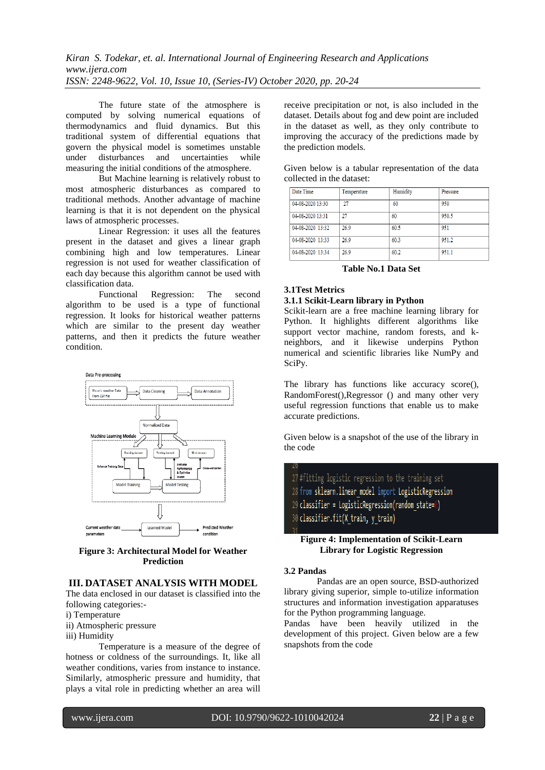The future state of the atmosphere is computed by solving numerical equations of thermodynamics and fluid dynamics. But this traditional system of differential equations that govern the physical model is sometimes unstable under disturbances and uncertainties while measuring the initial conditions of the atmosphere.

But Machine learning is relatively robust to most atmospheric disturbances as compared to traditional methods. Another advantage of machine learning is that it is not dependent on the physical laws of atmospheric processes.

Linear Regression: it uses all the features present in the dataset and gives a linear graph combining high and low temperatures. Linear regression is not used for weather classification of each day because this algorithm cannot be used with classification data.

Functional Regression: The second algorithm to be used is a type of functional regression. It looks for historical weather patterns which are similar to the present day weather patterns, and then it predicts the future weather condition.

**Figure 3: Architectural Model for Weather Prediction**

## III. DATASET ANALYSIS WITH MODEL

The data enclosed in our dataset is classified into the following categories:-

i) Temperature
ii) Atmospheric pressure
iii) Humidity

Temperature is a measure of the degree of hotness or coldness of the surroundings. It, like all weather conditions, varies from instance to instance. Similarly, atmospheric pressure and humidity, that plays a vital role in predicting whether an area will receive precipitation or not, is also included in the dataset. Details about fog and dew point are included in the dataset as well, as they only contribute to improving the accuracy of the predictions made by the prediction models.

Given below is a tabular representation of the data collected in the dataset:

| Date Time | Temperature | Humidity | Pressure |
|---|---|---|---|
| 04-08-2020 13:30 | 27 | 60 | 950 |
| 04-08-2020 13:31 | 27 | 60 | 950.5 |
| 04-08-2020 13:32 | 26.9 | 60.5 | 951 |
| 04-08-2020 13:33 | 26.9 | 60.3 | 951.2 |
| 04-08-2020 13:34 | 26.9 | 60.2 | 951.1 |

**Table No.1 Data Set**

### 3.1Test Metrics

#### 3.1.1 Scikit-Learn library in Python

Scikit-learn are a free machine learning library for Python. It highlights different algorithms like support vector machine, random forests, and k-neighbors, and it likewise underpins Python numerical and scientific libraries like NumPy and SciPy.

The library has functions like accuracy score(), RandomForest(),Regressor () and many other very useful regression functions that enable us to make accurate predictions.

Given below is a snapshot of the use of the library in the code

```
27 #fitting logistic regression to the training set
28 from sklearn.linear_model import LogisticRegression
29 classifier = LogisticRegression(random_state=0)
30 classifier.fit(X_train, y_train)
```

**Figure 4: Implementation of Scikit-Learn Library for Logistic Regression**

### 3.2 Pandas

Pandas are an open source, BSD-authorized library giving superior, simple to-utilize information structures and information investigation apparatuses for the Python programming language.

Pandas have been heavily utilized in the development of this project. Given below are a few snapshots from the code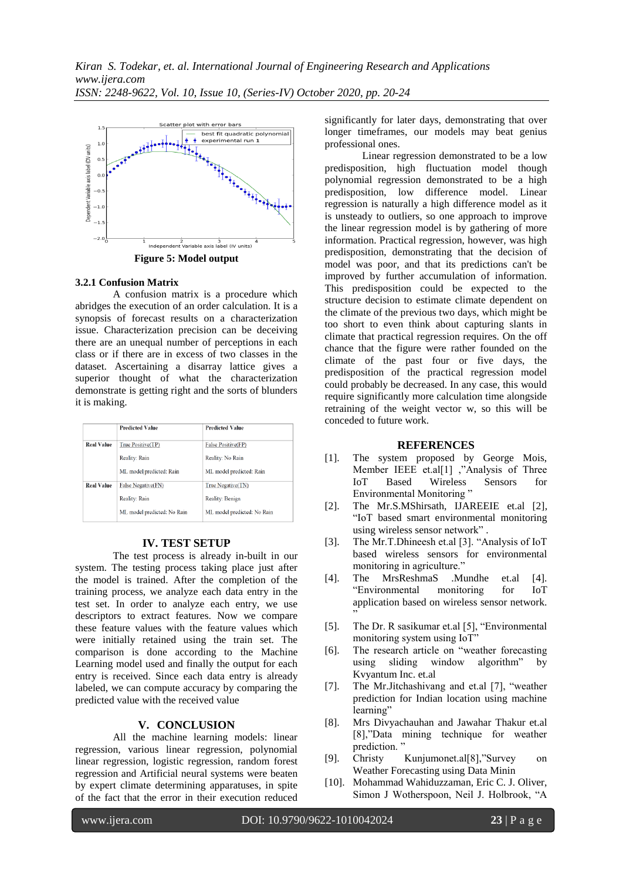Figure 5: Model output

### 3.2.1 Confusion Matrix

A confusion matrix is a procedure which abridges the execution of an order calculation. It is a synopsis of forecast results on a characterization issue. Characterization precision can be deceiving there are an unequal number of perceptions in each class or if there are in excess of two classes in the dataset. Ascertaining a disarray lattice gives a superior thought of what the characterization demonstrate is getting right and the sorts of blunders it is making.

| | Predicted Value | Predicted Value |
|---|---|---|
| Real Value | True Positive(TP)<br>Reality: Rain<br>ML model predicted: Rain | False Positive(FP)<br>Reality: No Rain<br>ML model predicted: Rain |
| Real Value | False Negative(FN)<br>Reality: Rain<br>ML model predicted: No Rain | True Negative(TN)<br>Reality: Benign<br>ML model predicted: No Rain |

## IV. TEST SETUP

The test process is already in-built in our system. The testing process taking place just after the model is trained. After the completion of the training process, we analyze each data entry in the test set. In order to analyze each entry, we use descriptors to extract features. Now we compare these feature values with the feature values which were initially retained using the train set. The comparison is done according to the Machine Learning model used and finally the output for each entry is received. Since each data entry is already labeled, we can compute accuracy by comparing the predicted value with the received value

## V. CONCLUSION

All the machine learning models: linear regression, various linear regression, polynomial linear regression, logistic regression, random forest regression and Artificial neural systems were beaten by expert climate determining apparatuses, in spite of the fact that the error in their execution reduced significantly for later days, demonstrating that over longer timeframes, our models may beat genius professional ones.

Linear regression demonstrated to be a low predisposition, high fluctuation model though polynomial regression demonstrated to be a high predisposition, low difference model. Linear regression is naturally a high difference model as it is unsteady to outliers, so one approach to improve the linear regression model is by gathering of more information. Practical regression, however, was high predisposition, demonstrating that the decision of model was poor, and that its predictions can't be improved by further accumulation of information. This predisposition could be expected to the structure decision to estimate climate dependent on the climate of the previous two days, which might be too short to even think about capturing slants in climate that practical regression requires. On the off chance that the figure were rather founded on the climate of the past four or five days, the predisposition of the practical regression model could probably be decreased. In any case, this would require significantly more calculation time alongside retraining of the weight vector w, so this will be conceded to future work.

## REFERENCES

[1]. The system proposed by George Mois, Member IEEE et.al[1] ,"Analysis of Three IoT Based Wireless Sensors for Environmental Monitoring "

[2]. The Mr.S.MShirsath, IJAREEIE et.al [2], "IoT based smart environmental monitoring using wireless sensor network" .

[3]. The Mr.T.Dhineesh et.al [3]. "Analysis of IoT based wireless sensors for environmental monitoring in agriculture."

[4]. The MrsReshmaS .Mundhe et.al [4]. "Environmental monitoring for IoT application based on wireless sensor network. "

[5]. The Dr. R sasikumar et.al [5], "Environmental monitoring system using IoT"

[6]. The research article on "weather forecasting using sliding window algorithm" by Kvyantum Inc. et.al

[7]. The Mr.Jitchashivang and et.al [7], "weather prediction for Indian location using machine learning"

[8]. Mrs Divyachauhan and Jawahar Thakur et.al [8],"Data mining technique for weather prediction. "

[9]. Christy Kunjumonet.al[8],"Survey on Weather Forecasting using Data Minin

[10]. Mohammad Wahiduzzaman, Eric C. J. Oliver, Simon J Wotherspoon, Neil J. Holbrook, "A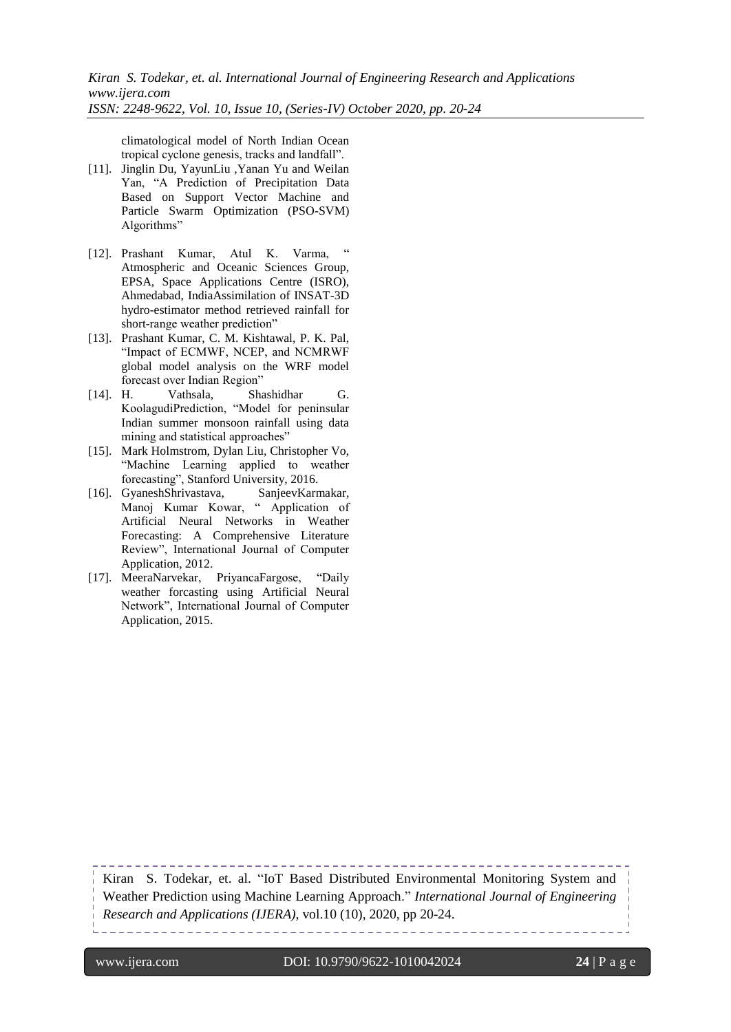climatological model of North Indian Ocean tropical cyclone genesis, tracks and landfall".

[11]. Jinglin Du, YayunLiu ,Yanan Yu and Weilan Yan, "A Prediction of Precipitation Data Based on Support Vector Machine and Particle Swarm Optimization (PSO-SVM) Algorithms"

[12]. Prashant Kumar, Atul K. Varma, " Atmospheric and Oceanic Sciences Group, EPSA, Space Applications Centre (ISRO), Ahmedabad, IndiaAssimilation of INSAT-3D hydro-estimator method retrieved rainfall for short-range weather prediction"

[13]. Prashant Kumar, C. M. Kishtawal, P. K. Pal, "Impact of ECMWF, NCEP, and NCMRWF global model analysis on the WRF model forecast over Indian Region"

[14]. H. Vathsala, Shashidhar G. KoolagudiPrediction, "Model for peninsular Indian summer monsoon rainfall using data mining and statistical approaches"

[15]. Mark Holmstrom, Dylan Liu, Christopher Vo, "Machine Learning applied to weather forecasting", Stanford University, 2016.

[16]. GyaneshShrivastava, SanjeevKarmakar, Manoj Kumar Kowar, " Application of Artificial Neural Networks in Weather Forecasting: A Comprehensive Literature Review", International Journal of Computer Application, 2012.

[17]. MeeraNarvekar, PriyancaFargose, "Daily weather forcasting using Artificial Neural Network", International Journal of Computer Application, 2015.

Kiran S. Todekar, et. al. "IoT Based Distributed Environmental Monitoring System and Weather Prediction using Machine Learning Approach." *International Journal of Engineering Research and Applications (IJERA)*, vol.10 (10), 2020, pp 20-24.